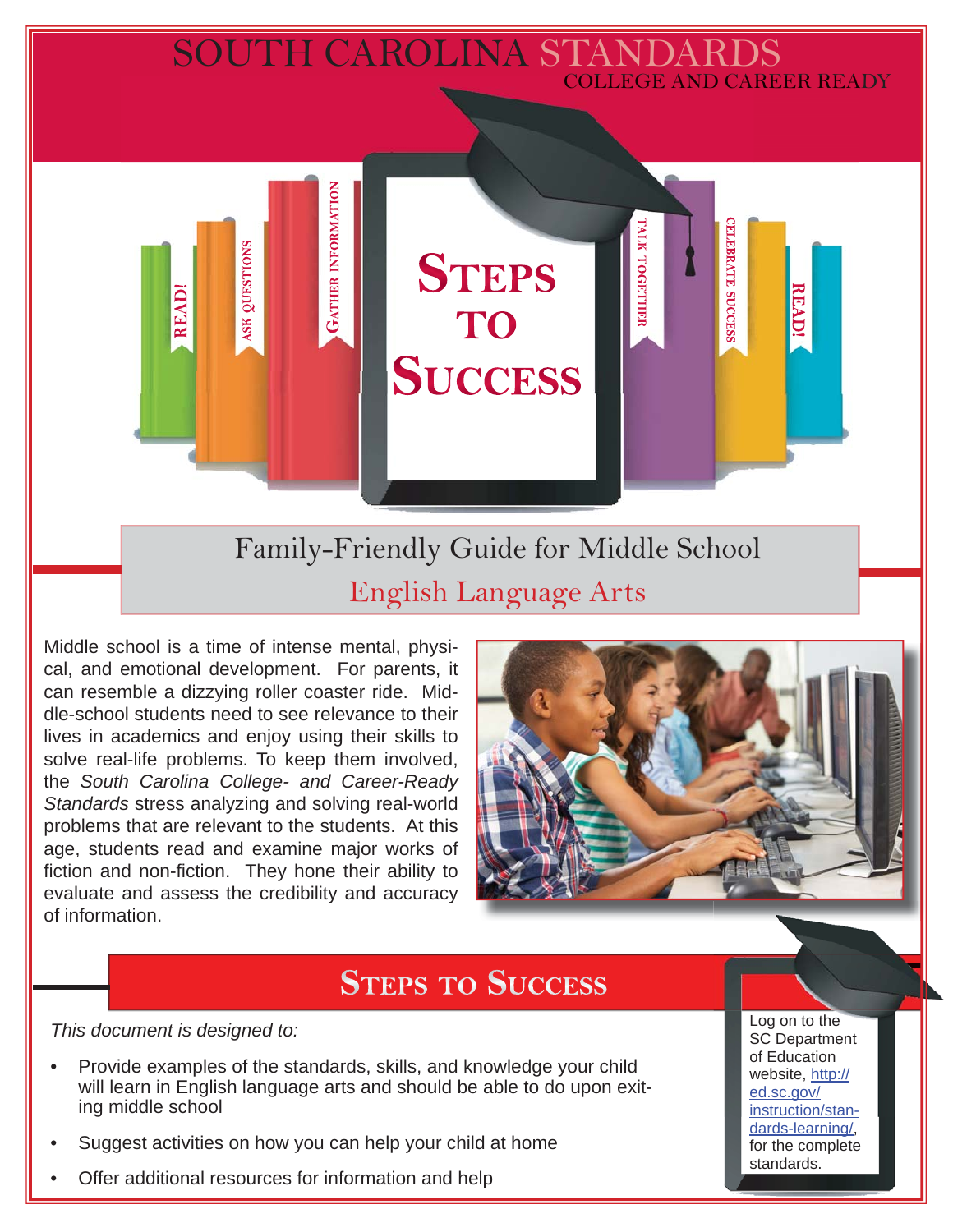# SOUTH CAROLINA STANDARDS

COLLEGE AND CAREER READY

READ! ASK QUESTIONS GATHER INFORMATION

# STEPS TO SUCCESS

TALK TOGETHER CELEBRATE SUCCESS READ!

## Family-Friendly Guide for Middle School

## English Language Arts

Middle school is a time of intense mental, physical, and emotional development. For parents, it can resemble a dizzying roller coaster ride. Middle-school students need to see relevance to their lives in academics and enjoy using their skills to solve real-life problems. To keep them involved, the *South Carolina College- and Career-Ready Standards* stress analyzing and solving real-world problems that are relevant to the students. At this age, students read and examine major works of fiction and non-fiction. They hone their ability to evaluate and assess the credibility and accuracy of information.

## STEPS TO SUCCESS

*This document is designed to:*

- Provide examples of the standards, skills, and knowledge your child will learn in English language arts and should be able to do upon exiting middle school
- Suggest activities on how you can help your child at home
- Offer additional resources for information and help

Log on to the SC Department of Education website, http://ed.sc.gov/instruction/standards-learning/, for the complete standards.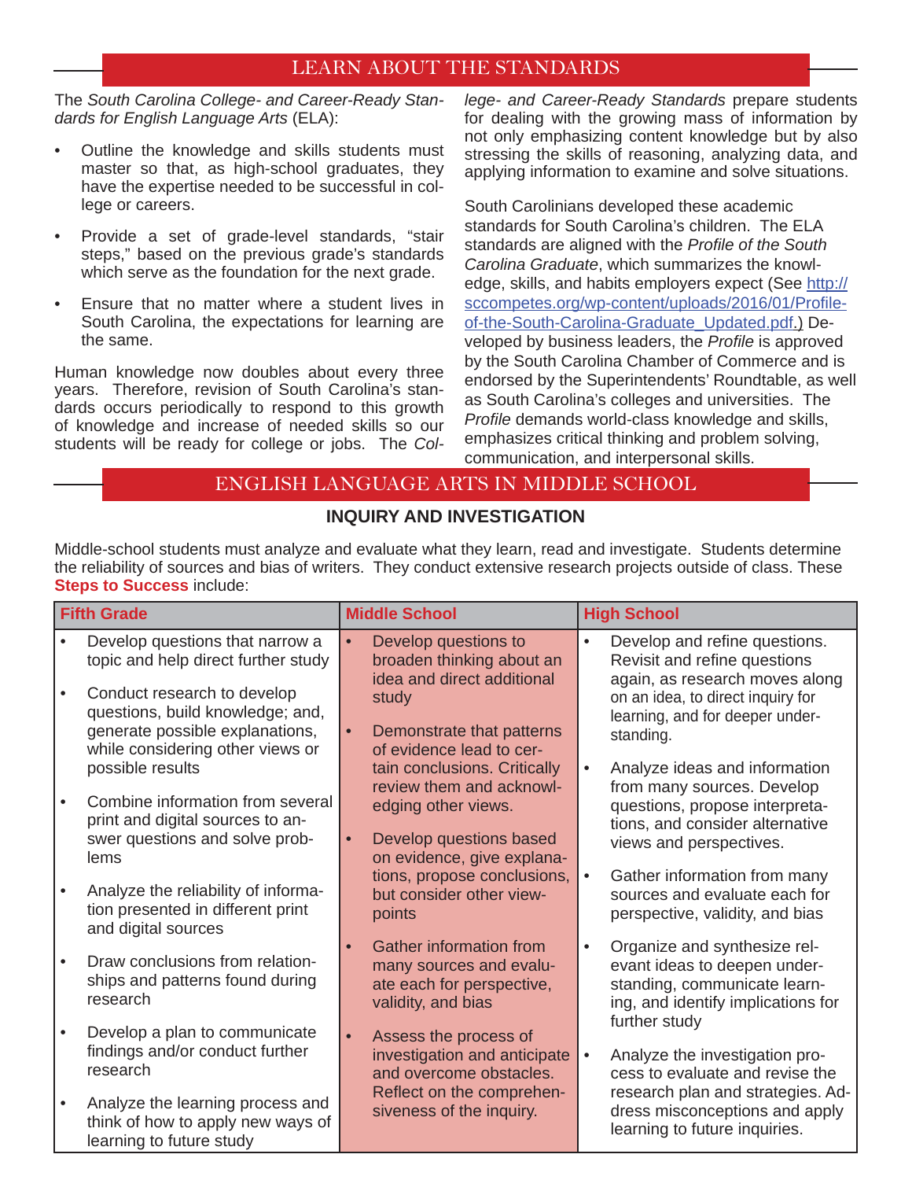## LEARN ABOUT THE STANDARDS

The *South Carolina College- and Career-Ready Standards for English Language Arts* (ELA):

- Outline the knowledge and skills students must master so that, as high-school graduates, they have the expertise needed to be successful in college or careers.
- Provide a set of grade-level standards, "stair steps," based on the previous grade's standards which serve as the foundation for the next grade.
- Ensure that no matter where a student lives in South Carolina, the expectations for learning are the same.

Human knowledge now doubles about every three years. Therefore, revision of South Carolina's standards occurs periodically to respond to this growth of knowledge and increase of needed skills so our students will be ready for college or jobs. The *College- and Career-Ready Standards* prepare students for dealing with the growing mass of information by not only emphasizing content knowledge but by also stressing the skills of reasoning, analyzing data, and applying information to examine and solve situations.

South Carolinians developed these academic standards for South Carolina's children. The ELA standards are aligned with the *Profile of the South Carolina Graduate*, which summarizes the knowledge, skills, and habits employers expect (See http://sccompetes.org/wp-content/uploads/2016/01/Profile-of-the-South-Carolina-Graduate_Updated.pdf.) Developed by business leaders, the *Profile* is approved by the South Carolina Chamber of Commerce and is endorsed by the Superintendents' Roundtable, as well as South Carolina's colleges and universities. The *Profile* demands world-class knowledge and skills, emphasizes critical thinking and problem solving, communication, and interpersonal skills.

## ENGLISH LANGUAGE ARTS IN MIDDLE SCHOOL

### INQUIRY AND INVESTIGATION

Middle-school students must analyze and evaluate what they learn, read and investigate. Students determine the reliability of sources and bias of writers. They conduct extensive research projects outside of class. These **Steps to Success** include:

| Fifth Grade | Middle School | High School |
|---|---|---|
| • Develop questions that narrow a topic and help direct further study<br>• Conduct research to develop questions, build knowledge; and, generate possible explanations, while considering other views or possible results<br>• Combine information from several print and digital sources to answer questions and solve problems<br>• Analyze the reliability of information presented in different print and digital sources<br>• Draw conclusions from relationships and patterns found during research<br>• Develop a plan to communicate findings and/or conduct further research<br>• Analyze the learning process and think of how to apply new ways of learning to future study | • Develop questions to broaden thinking about an idea and direct additional study<br>• Demonstrate that patterns of evidence lead to certain conclusions. Critically review them and acknowledging other views.<br>• Develop questions based on evidence, give explanations, propose conclusions, but consider other viewpoints<br>• Gather information from many sources and evaluate each for perspective, validity, and bias<br>• Assess the process of investigation and anticipate and overcome obstacles. Reflect on the comprehensiveness of the inquiry. | • Develop and refine questions. Revisit and refine questions again, as research moves along on an idea, to direct inquiry for learning, and for deeper understanding.<br>• Analyze ideas and information from many sources. Develop questions, propose interpretations, and consider alternative views and perspectives.<br>• Gather information from many sources and evaluate each for perspective, validity, and bias<br>• Organize and synthesize relevant ideas to deepen understanding, communicate learning, and identify implications for further study<br>• Analyze the investigation process to evaluate and revise the research plan and strategies. Address misconceptions and apply learning to future inquiries. |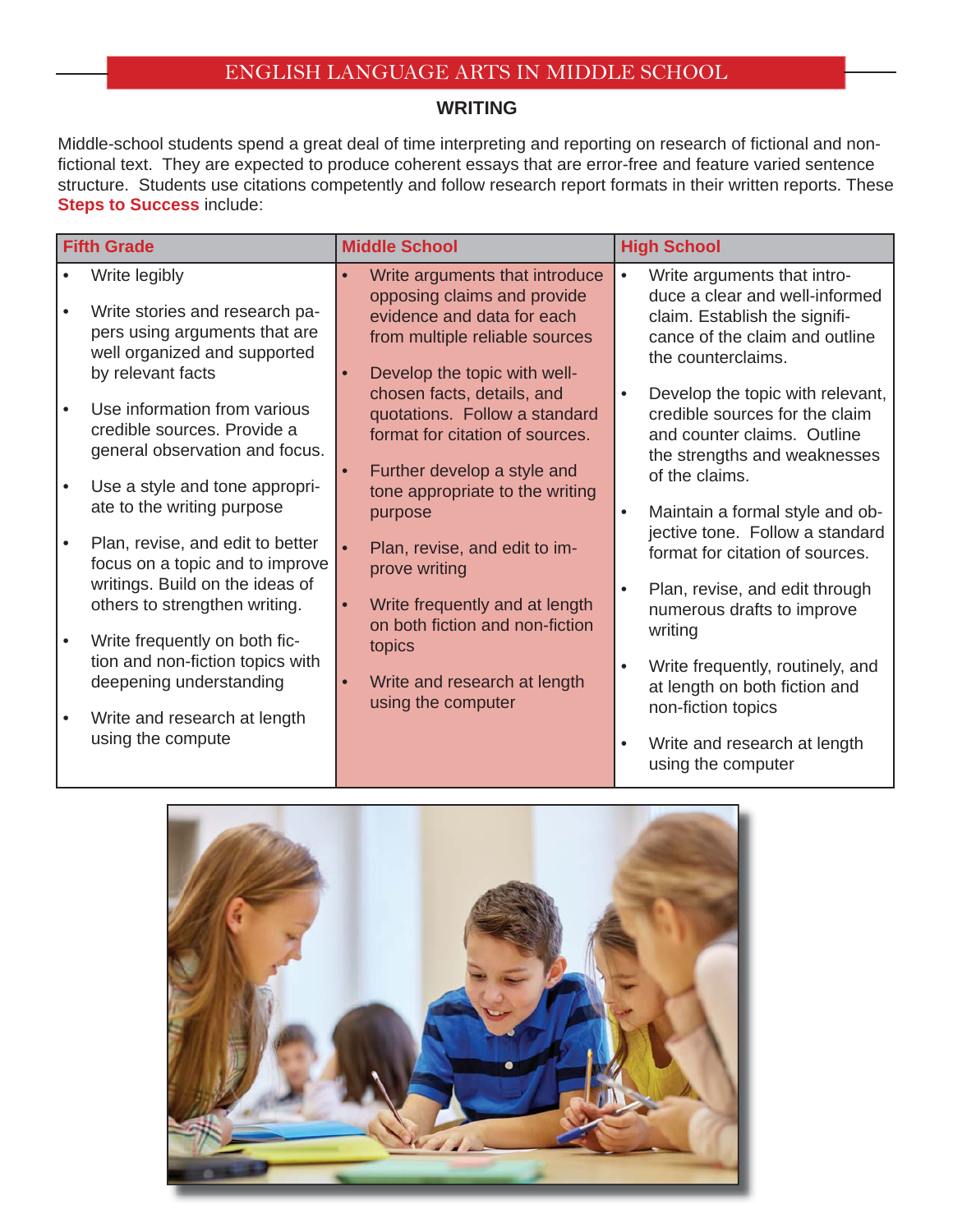# ENGLISH LANGUAGE ARTS IN MIDDLE SCHOOL

## WRITING

Middle-school students spend a great deal of time interpreting and reporting on research of fictional and non-fictional text. They are expected to produce coherent essays that are error-free and feature varied sentence structure. Students use citations competently and follow research report formats in their written reports. These **Steps to Success** include:

| Fifth Grade | Middle School | High School |
|---|---|---|
| • Write legibly<br>• Write stories and research papers using arguments that are well organized and supported by relevant facts<br>• Use information from various credible sources. Provide a general observation and focus.<br>• Use a style and tone appropriate to the writing purpose<br>• Plan, revise, and edit to better focus on a topic and to improve writings. Build on the ideas of others to strengthen writing.<br>• Write frequently on both fiction and non-fiction topics with deepening understanding<br>• Write and research at length using the compute | • Write arguments that introduce opposing claims and provide evidence and data for each from multiple reliable sources<br>• Develop the topic with well-chosen facts, details, and quotations. Follow a standard format for citation of sources.<br>• Further develop a style and tone appropriate to the writing purpose<br>• Plan, revise, and edit to improve writing<br>• Write frequently and at length on both fiction and non-fiction topics<br>• Write and research at length using the computer | • Write arguments that introduce a clear and well-informed claim. Establish the significance of the claim and outline the counterclaims.<br>• Develop the topic with relevant, credible sources for the claim and counter claims. Outline the strengths and weaknesses of the claims.<br>• Maintain a formal style and objective tone. Follow a standard format for citation of sources.<br>• Plan, revise, and edit through numerous drafts to improve writing<br>• Write frequently, routinely, and at length on both fiction and non-fiction topics<br>• Write and research at length using the computer |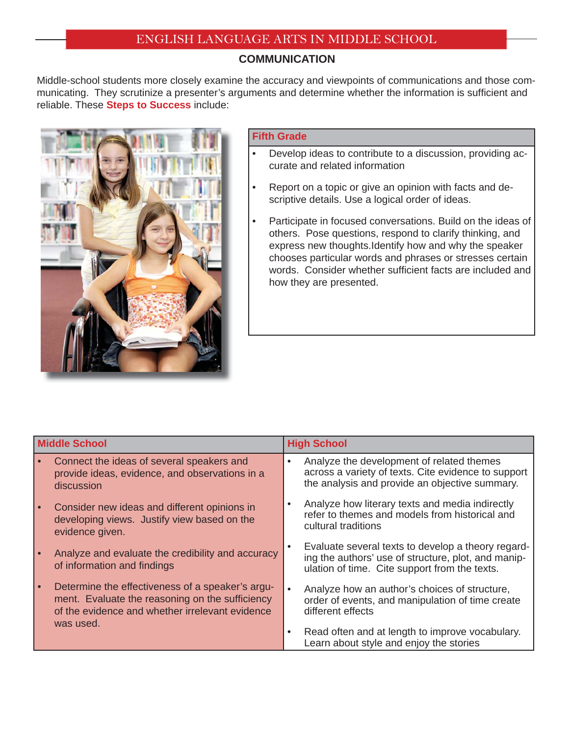## ENGLISH LANGUAGE ARTS IN MIDDLE SCHOOL

### COMMUNICATION

Middle-school students more closely examine the accuracy and viewpoints of communications and those communicating. They scrutinize a presenter's arguments and determine whether the information is sufficient and reliable. These **Steps to Success** include:

**Fifth Grade**

- Develop ideas to contribute to a discussion, providing accurate and related information
- Report on a topic or give an opinion with facts and descriptive details. Use a logical order of ideas.
- Participate in focused conversations. Build on the ideas of others. Pose questions, respond to clarify thinking, and express new thoughts.Identify how and why the speaker chooses particular words and phrases or stresses certain words. Consider whether sufficient facts are included and how they are presented.

| Middle School | High School |
|---|---|
| • Connect the ideas of several speakers and provide ideas, evidence, and observations in a discussion<br>• Consider new ideas and different opinions in developing views. Justify view based on the evidence given.<br>• Analyze and evaluate the credibility and accuracy of information and findings<br>• Determine the effectiveness of a speaker's argument. Evaluate the reasoning on the sufficiency of the evidence and whether irrelevant evidence was used. | • Analyze the development of related themes across a variety of texts. Cite evidence to support the analysis and provide an objective summary.<br>• Analyze how literary texts and media indirectly refer to themes and models from historical and cultural traditions<br>• Evaluate several texts to develop a theory regarding the authors' use of structure, plot, and manipulation of time. Cite support from the texts.<br>• Analyze how an author's choices of structure, order of events, and manipulation of time create different effects<br>• Read often and at length to improve vocabulary. Learn about style and enjoy the stories |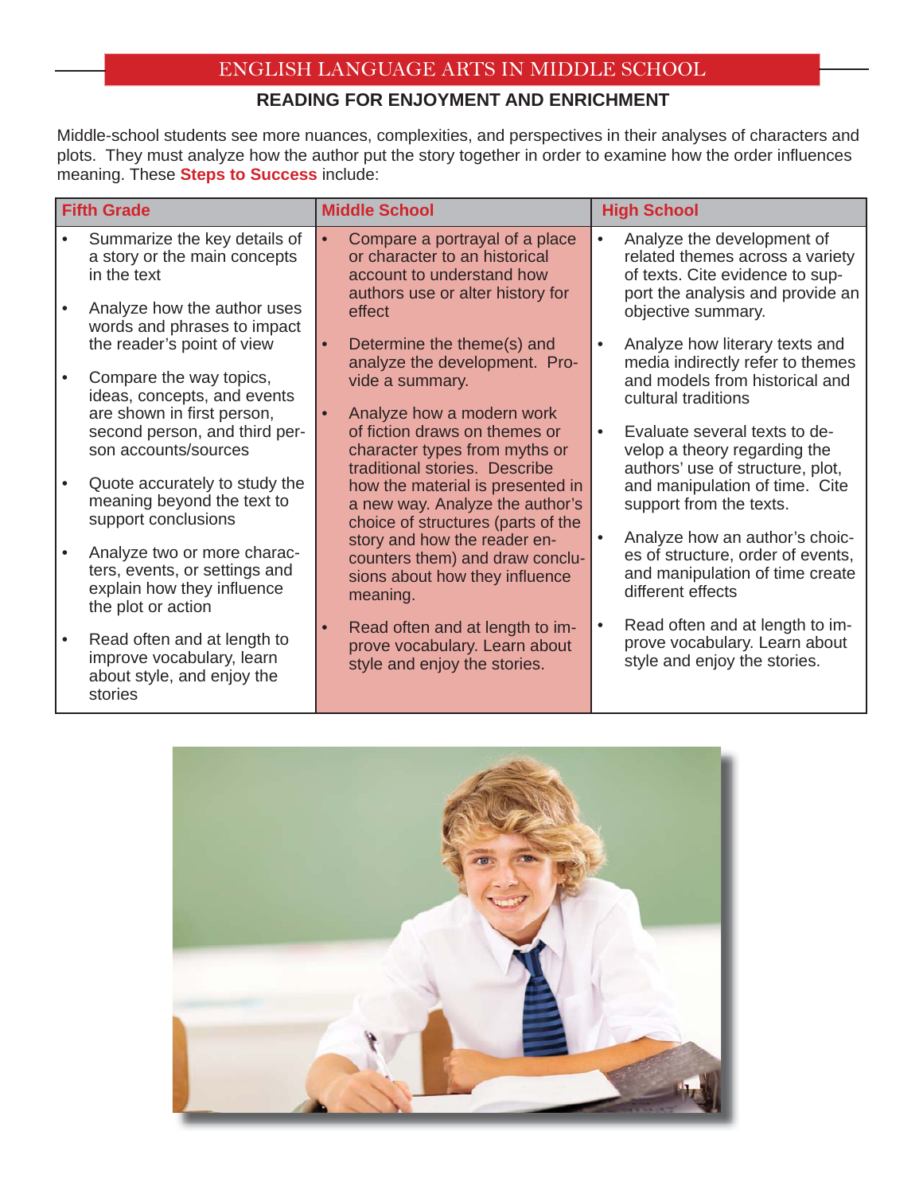# ENGLISH LANGUAGE ARTS IN MIDDLE SCHOOL

## READING FOR ENJOYMENT AND ENRICHMENT

Middle-school students see more nuances, complexities, and perspectives in their analyses of characters and plots. They must analyze how the author put the story together in order to examine how the order influences meaning. These **Steps to Success** include:

| Fifth Grade | Middle School | High School |
|---|---|---|
| • Summarize the key details of a story or the main concepts in the text<br>• Analyze how the author uses words and phrases to impact the reader's point of view<br>• Compare the way topics, ideas, concepts, and events are shown in first person, second person, and third person accounts/sources<br>• Quote accurately to study the meaning beyond the text to support conclusions<br>• Analyze two or more characters, events, or settings and explain how they influence the plot or action<br>• Read often and at length to improve vocabulary, learn about style, and enjoy the stories | • Compare a portrayal of a place or character to an historical account to understand how authors use or alter history for effect<br>• Determine the theme(s) and analyze the development. Provide a summary.<br>• Analyze how a modern work of fiction draws on themes or character types from myths or traditional stories. Describe how the material is presented in a new way. Analyze the author's choice of structures (parts of the story and how the reader encounters them) and draw conclusions about how they influence meaning.<br>• Read often and at length to improve vocabulary. Learn about style and enjoy the stories. | • Analyze the development of related themes across a variety of texts. Cite evidence to support the analysis and provide an objective summary.<br>• Analyze how literary texts and media indirectly refer to themes and models from historical and cultural traditions<br>• Evaluate several texts to develop a theory regarding the authors' use of structure, plot, and manipulation of time. Cite support from the texts.<br>• Analyze how an author's choices of structure, order of events, and manipulation of time create different effects<br>• Read often and at length to improve vocabulary. Learn about style and enjoy the stories. |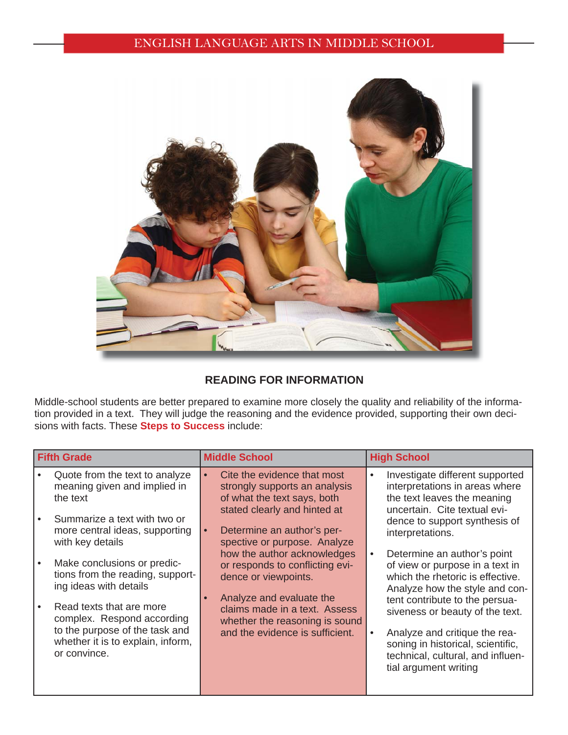## READING FOR INFORMATION

Middle-school students are better prepared to examine more closely the quality and reliability of the information provided in a text. They will judge the reasoning and the evidence provided, supporting their own decisions with facts. These **Steps to Success** include:

| Fifth Grade | Middle School | High School |
|---|---|---|
| • Quote from the text to analyze meaning given and implied in the text<br>• Summarize a text with two or more central ideas, supporting with key details<br>• Make conclusions or predictions from the reading, supporting ideas with details<br>• Read texts that are more complex. Respond according to the purpose of the task and whether it is to explain, inform, or convince. | • Cite the evidence that most strongly supports an analysis of what the text says, both stated clearly and hinted at<br>• Determine an author's perspective or purpose. Analyze how the author acknowledges or responds to conflicting evidence or viewpoints.<br>• Analyze and evaluate the claims made in a text. Assess whether the reasoning is sound and the evidence is sufficient. | • Investigate different supported interpretations in areas where the text leaves the meaning uncertain. Cite textual evidence to support synthesis of interpretations.<br>• Determine an author's point of view or purpose in a text in which the rhetoric is effective. Analyze how the style and content contribute to the persuasiveness or beauty of the text.<br>• Analyze and critique the reasoning in historical, scientific, technical, cultural, and influential argument writing |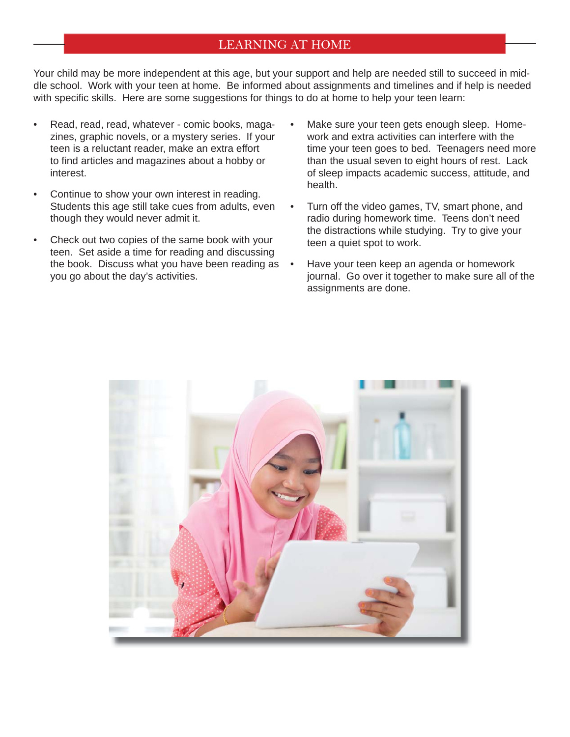## LEARNING AT HOME

Your child may be more independent at this age, but your support and help are needed still to succeed in middle school. Work with your teen at home. Be informed about assignments and timelines and if help is needed with specific skills. Here are some suggestions for things to do at home to help your teen learn:

- Read, read, read, whatever - comic books, magazines, graphic novels, or a mystery series. If your teen is a reluctant reader, make an extra effort to find articles and magazines about a hobby or interest.
- Continue to show your own interest in reading. Students this age still take cues from adults, even though they would never admit it.
- Check out two copies of the same book with your teen. Set aside a time for reading and discussing the book. Discuss what you have been reading as you go about the day's activities.
- Make sure your teen gets enough sleep. Homework and extra activities can interfere with the time your teen goes to bed. Teenagers need more than the usual seven to eight hours of rest. Lack of sleep impacts academic success, attitude, and health.
- Turn off the video games, TV, smart phone, and radio during homework time. Teens don't need the distractions while studying. Try to give your teen a quiet spot to work.
- Have your teen keep an agenda or homework journal. Go over it together to make sure all of the assignments are done.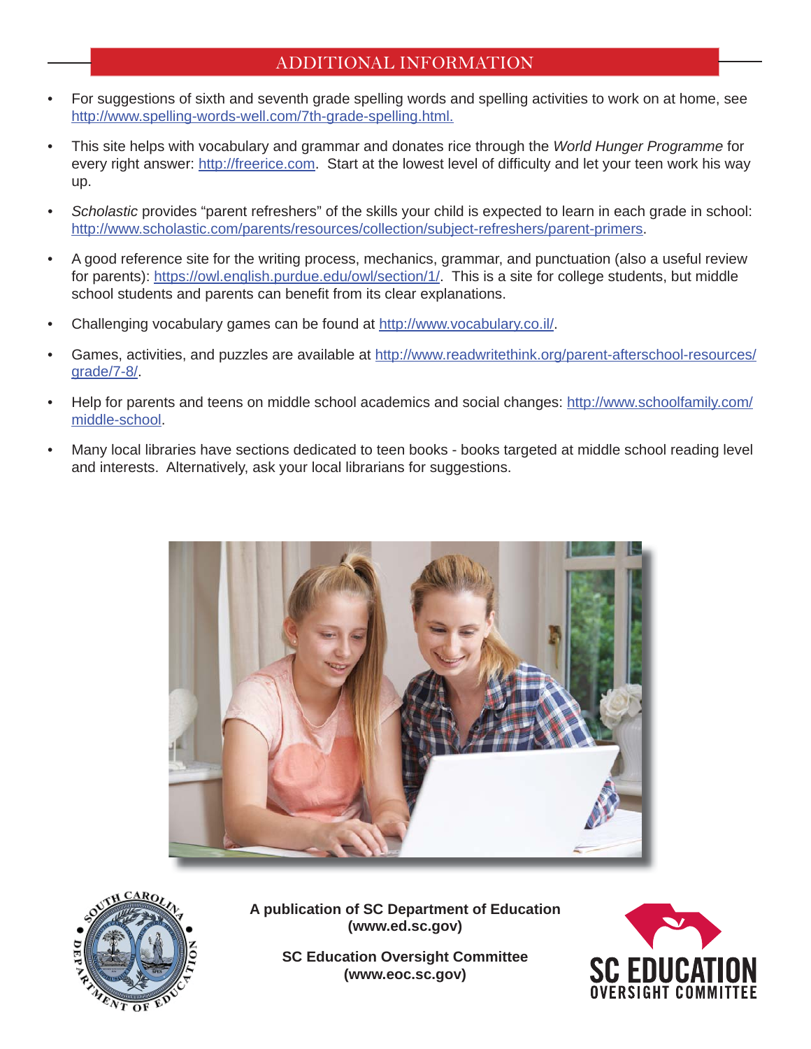## ADDITIONAL INFORMATION

- For suggestions of sixth and seventh grade spelling words and spelling activities to work on at home, see http://www.spelling-words-well.com/7th-grade-spelling.html.
- This site helps with vocabulary and grammar and donates rice through the *World Hunger Programme* for every right answer: http://freerice.com. Start at the lowest level of difficulty and let your teen work his way up.
- *Scholastic* provides "parent refreshers" of the skills your child is expected to learn in each grade in school: http://www.scholastic.com/parents/resources/collection/subject-refreshers/parent-primers.
- A good reference site for the writing process, mechanics, grammar, and punctuation (also a useful review for parents): https://owl.english.purdue.edu/owl/section/1/. This is a site for college students, but middle school students and parents can benefit from its clear explanations.
- Challenging vocabulary games can be found at http://www.vocabulary.co.il/.
- Games, activities, and puzzles are available at http://www.readwritethink.org/parent-afterschool-resources/grade/7-8/.
- Help for parents and teens on middle school academics and social changes: http://www.schoolfamily.com/middle-school.
- Many local libraries have sections dedicated to teen books - books targeted at middle school reading level and interests. Alternatively, ask your local librarians for suggestions.

**A publication of SC Department of Education (www.ed.sc.gov)**

**SC Education Oversight Committee (www.eoc.sc.gov)**